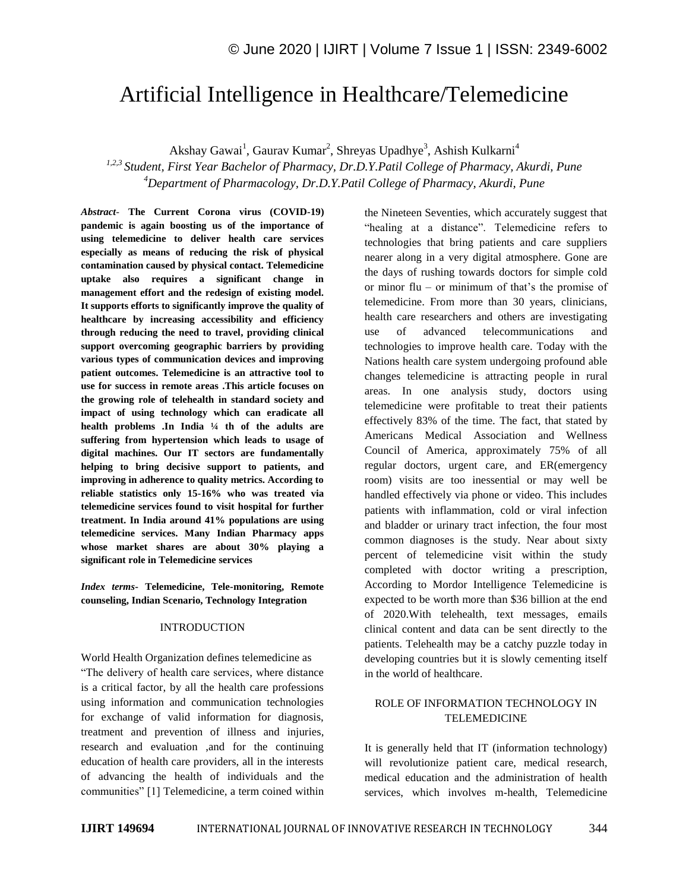# Artificial Intelligence in Healthcare/Telemedicine

Akshay Gawai[1], Gaurav Kumar[2], Shreyas Upadhye[3], Ashish Kulkarni[4]

[1,2,3] *Student, First Year Bachelor of Pharmacy, Dr.D.Y.Patil College of Pharmacy, Akurdi, Pune*

[4] *Department of Pharmacology, Dr.D.Y.Patil College of Pharmacy, Akurdi, Pune*

***Abstract-*** **The Current Corona virus (COVID-19) pandemic is again boosting us of the importance of using telemedicine to deliver health care services especially as means of reducing the risk of physical contamination caused by physical contact. Telemedicine uptake also requires a significant change in management effort and the redesign of existing model. It supports efforts to significantly improve the quality of healthcare by increasing accessibility and efficiency through reducing the need to travel, providing clinical support overcoming geographic barriers by providing various types of communication devices and improving patient outcomes. Telemedicine is an attractive tool to use for success in remote areas .This article focuses on the growing role of telehealth in standard society and impact of using technology which can eradicate all health problems .In India ¼ th of the adults are suffering from hypertension which leads to usage of digital machines. Our IT sectors are fundamentally helping to bring decisive support to patients, and improving in adherence to quality metrics. According to reliable statistics only 15-16% who was treated via telemedicine services found to visit hospital for further treatment. In India around 41% populations are using telemedicine services. Many Indian Pharmacy apps whose market shares are about 30% playing a significant role in Telemedicine services**

***Index terms-*** **Telemedicine, Tele-monitoring, Remote counseling, Indian Scenario, Technology Integration**

## INTRODUCTION

World Health Organization defines telemedicine as "The delivery of health care services, where distance is a critical factor, by all the health care professions using information and communication technologies for exchange of valid information for diagnosis, treatment and prevention of illness and injuries, research and evaluation ,and for the continuing education of health care providers, all in the interests of advancing the health of individuals and the communities" [1] Telemedicine, a term coined within the Nineteen Seventies, which accurately suggest that "healing at a distance". Telemedicine refers to technologies that bring patients and care suppliers nearer along in a very digital atmosphere. Gone are the days of rushing towards doctors for simple cold or minor flu – or minimum of that's the promise of telemedicine. From more than 30 years, clinicians, health care researchers and others are investigating use of advanced telecommunications and technologies to improve health care. Today with the Nations health care system undergoing profound able changes telemedicine is attracting people in rural areas. In one analysis study, doctors using telemedicine were profitable to treat their patients effectively 83% of the time. The fact, that stated by Americans Medical Association and Wellness Council of America, approximately 75% of all regular doctors, urgent care, and ER(emergency room) visits are too inessential or may well be handled effectively via phone or video. This includes patients with inflammation, cold or viral infection and bladder or urinary tract infection, the four most common diagnoses is the study. Near about sixty percent of telemedicine visit within the study completed with doctor writing a prescription, According to Mordor Intelligence Telemedicine is expected to be worth more than $36 billion at the end of 2020.With telehealth, text messages, emails clinical content and data can be sent directly to the patients. Telehealth may be a catchy puzzle today in developing countries but it is slowly cementing itself in the world of healthcare.

## ROLE OF INFORMATION TECHNOLOGY IN TELEMEDICINE

It is generally held that IT (information technology) will revolutionize patient care, medical research, medical education and the administration of health services, which involves m-health, Telemedicine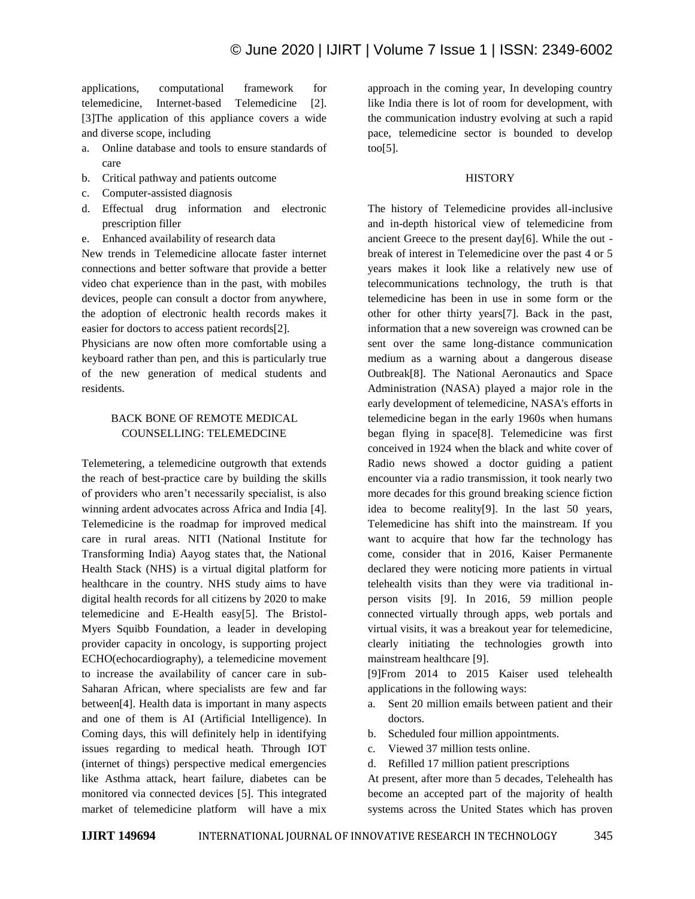applications, computational framework for telemedicine, Internet-based Telemedicine [2]. [3]The application of this appliance covers a wide and diverse scope, including

a. Online database and tools to ensure standards of care
b. Critical pathway and patients outcome
c. Computer-assisted diagnosis
d. Effectual drug information and electronic prescription filler
e. Enhanced availability of research data

New trends in Telemedicine allocate faster internet connections and better software that provide a better video chat experience than in the past, with mobiles devices, people can consult a doctor from anywhere, the adoption of electronic health records makes it easier for doctors to access patient records[2].

Physicians are now often more comfortable using a keyboard rather than pen, and this is particularly true of the new generation of medical students and residents.

## BACK BONE OF REMOTE MEDICAL COUNSELLING: TELEMEDCINE

Telemetering, a telemedicine outgrowth that extends the reach of best-practice care by building the skills of providers who aren't necessarily specialist, is also winning ardent advocates across Africa and India [4]. Telemedicine is the roadmap for improved medical care in rural areas. NITI (National Institute for Transforming India) Aayog states that, the National Health Stack (NHS) is a virtual digital platform for healthcare in the country. NHS study aims to have digital health records for all citizens by 2020 to make telemedicine and E-Health easy[5]. The Bristol-Myers Squibb Foundation, a leader in developing provider capacity in oncology, is supporting project ECHO(echocardiography), a telemedicine movement to increase the availability of cancer care in sub-Saharan African, where specialists are few and far between[4]. Health data is important in many aspects and one of them is AI (Artificial Intelligence). In Coming days, this will definitely help in identifying issues regarding to medical heath. Through IOT (internet of things) perspective medical emergencies like Asthma attack, heart failure, diabetes can be monitored via connected devices [5]. This integrated market of telemedicine platform will have a mix approach in the coming year, In developing country like India there is lot of room for development, with the communication industry evolving at such a rapid pace, telemedicine sector is bounded to develop too[5].

## HISTORY

The history of Telemedicine provides all-inclusive and in-depth historical view of telemedicine from ancient Greece to the present day[6]. While the out - break of interest in Telemedicine over the past 4 or 5 years makes it look like a relatively new use of telecommunications technology, the truth is that telemedicine has been in use in some form or the other for other thirty years[7]. Back in the past, information that a new sovereign was crowned can be sent over the same long-distance communication medium as a warning about a dangerous disease Outbreak[8]. The National Aeronautics and Space Administration (NASA) played a major role in the early development of telemedicine, NASA's efforts in telemedicine began in the early 1960s when humans began flying in space[8]. Telemedicine was first conceived in 1924 when the black and white cover of Radio news showed a doctor guiding a patient encounter via a radio transmission, it took nearly two more decades for this ground breaking science fiction idea to become reality[9]. In the last 50 years, Telemedicine has shift into the mainstream. If you want to acquire that how far the technology has come, consider that in 2016, Kaiser Permanente declared they were noticing more patients in virtual telehealth visits than they were via traditional in-person visits [9]. In 2016, 59 million people connected virtually through apps, web portals and virtual visits, it was a breakout year for telemedicine, clearly initiating the technologies growth into mainstream healthcare [9].

[9]From 2014 to 2015 Kaiser used telehealth applications in the following ways:

a. Sent 20 million emails between patient and their doctors.
b. Scheduled four million appointments.
c. Viewed 37 million tests online.
d. Refilled 17 million patient prescriptions

At present, after more than 5 decades, Telehealth has become an accepted part of the majority of health systems across the United States which has proven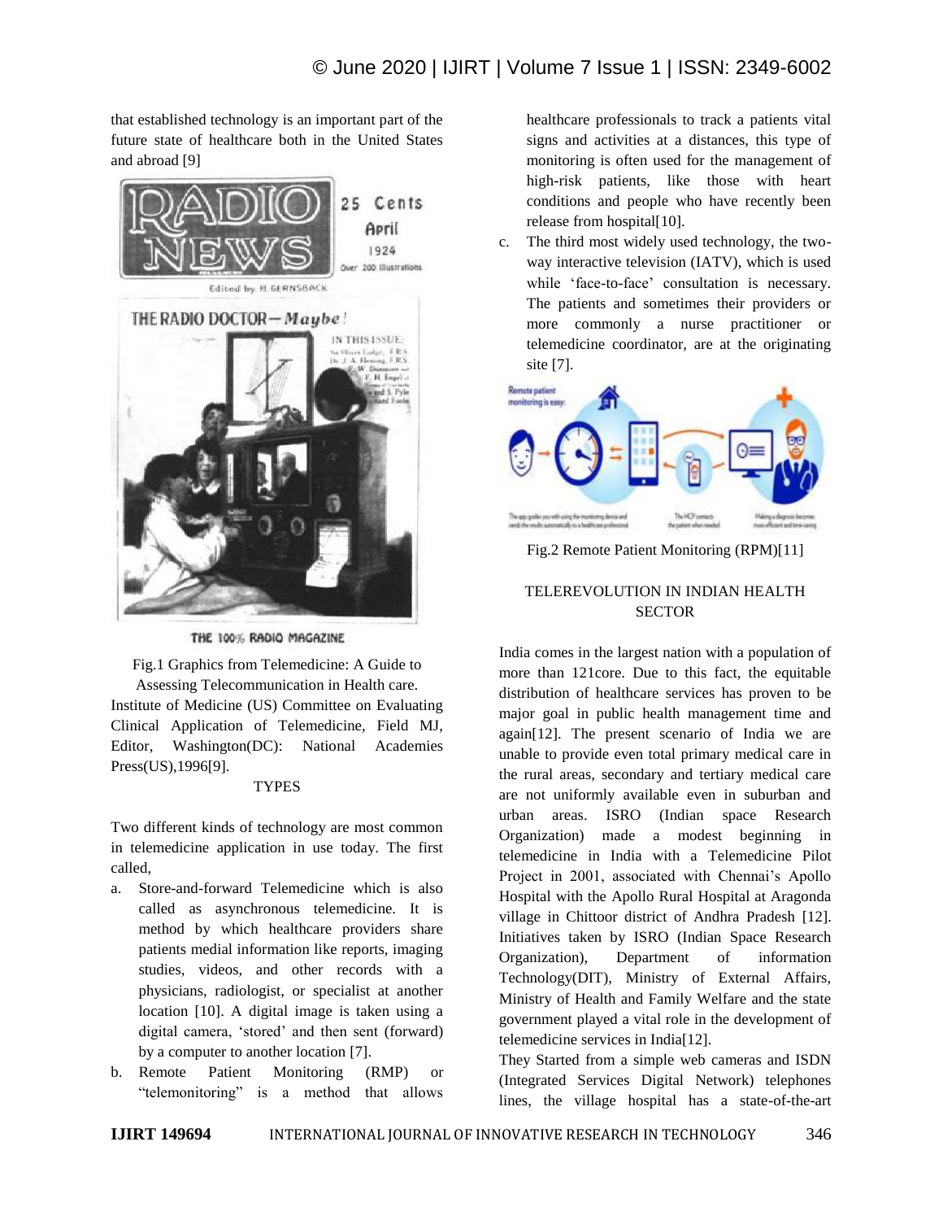that established technology is an important part of the future state of healthcare both in the United States and abroad [9]

Fig.1 Graphics from Telemedicine: A Guide to Assessing Telecommunication in Health care. Institute of Medicine (US) Committee on Evaluating Clinical Application of Telemedicine, Field MJ, Editor, Washington(DC): National Academies Press(US),1996[9].

## TYPES

Two different kinds of technology are most common in telemedicine application in use today. The first called,

a. Store-and-forward Telemedicine which is also called as asynchronous telemedicine. It is method by which healthcare providers share patients medial information like reports, imaging studies, videos, and other records with a physicians, radiologist, or specialist at another location [10]. A digital image is taken using a digital camera, 'stored' and then sent (forward) by a computer to another location [7].
b. Remote Patient Monitoring (RMP) or "telemonitoring" is a method that allows healthcare professionals to track a patients vital signs and activities at a distances, this type of monitoring is often used for the management of high-risk patients, like those with heart conditions and people who have recently been release from hospital[10].
c. The third most widely used technology, the two-way interactive television (IATV), which is used while 'face-to-face' consultation is necessary. The patients and sometimes their providers or more commonly a nurse practitioner or telemedicine coordinator, are at the originating site [7].

Fig.2 Remote Patient Monitoring (RPM)[11]

## TELEREVOLUTION IN INDIAN HEALTH SECTOR

India comes in the largest nation with a population of more than 121core. Due to this fact, the equitable distribution of healthcare services has proven to be major goal in public health management time and again[12]. The present scenario of India we are unable to provide even total primary medical care in the rural areas, secondary and tertiary medical care are not uniformly available even in suburban and urban areas. ISRO (Indian space Research Organization) made a modest beginning in telemedicine in India with a Telemedicine Pilot Project in 2001, associated with Chennai's Apollo Hospital with the Apollo Rural Hospital at Aragonda village in Chittoor district of Andhra Pradesh [12]. Initiatives taken by ISRO (Indian Space Research Organization), Department of information Technology(DIT), Ministry of External Affairs, Ministry of Health and Family Welfare and the state government played a vital role in the development of telemedicine services in India[12].

They Started from a simple web cameras and ISDN (Integrated Services Digital Network) telephones lines, the village hospital has a state-of-the-art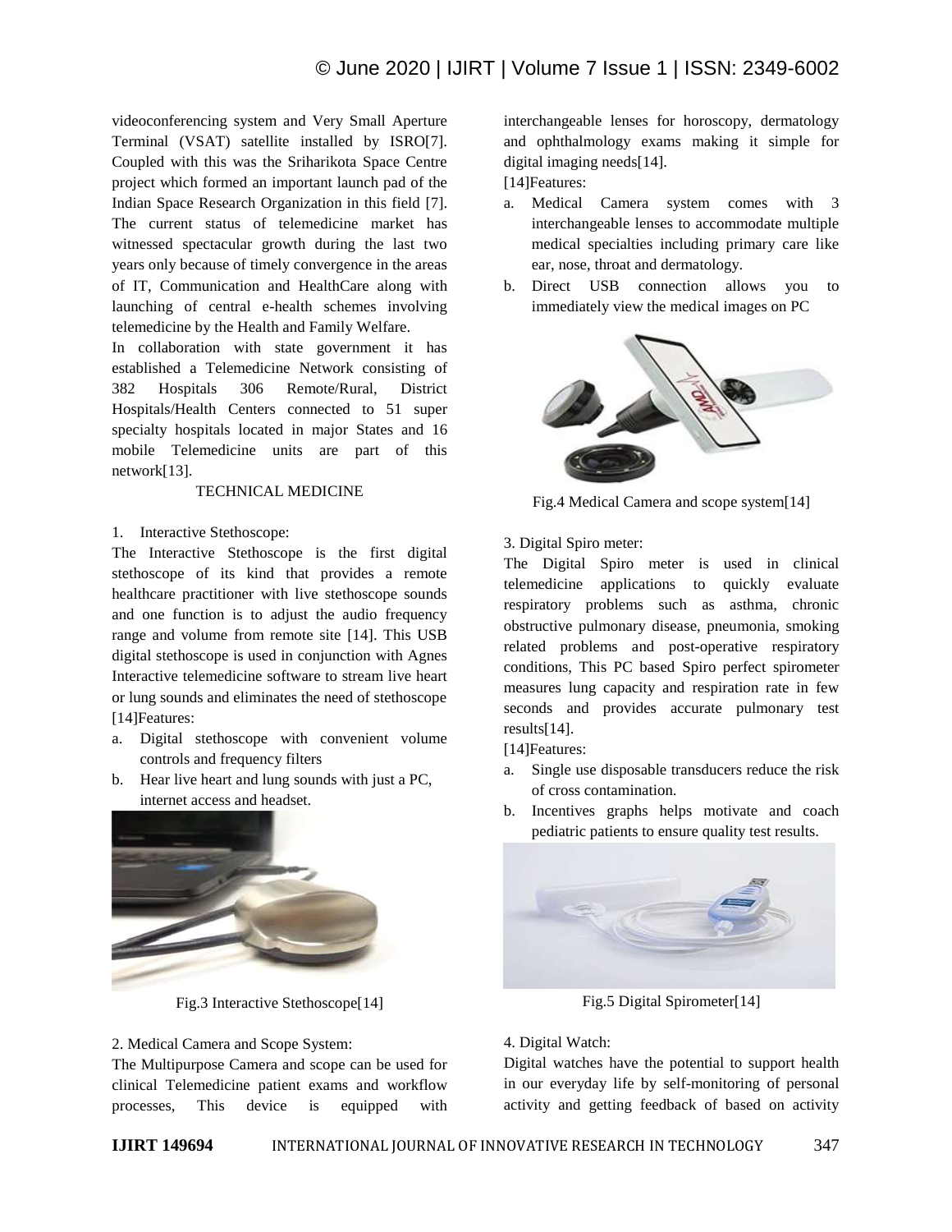videoconferencing system and Very Small Aperture Terminal (VSAT) satellite installed by ISRO[7]. Coupled with this was the Sriharikota Space Centre project which formed an important launch pad of the Indian Space Research Organization in this field [7]. The current status of telemedicine market has witnessed spectacular growth during the last two years only because of timely convergence in the areas of IT, Communication and HealthCare along with launching of central e-health schemes involving telemedicine by the Health and Family Welfare.

In collaboration with state government it has established a Telemedicine Network consisting of 382 Hospitals 306 Remote/Rural, District Hospitals/Health Centers connected to 51 super specialty hospitals located in major States and 16 mobile Telemedicine units are part of this network[13].

## TECHNICAL MEDICINE

1. Interactive Stethoscope:

The Interactive Stethoscope is the first digital stethoscope of its kind that provides a remote healthcare practitioner with live stethoscope sounds and one function is to adjust the audio frequency range and volume from remote site [14]. This USB digital stethoscope is used in conjunction with Agnes Interactive telemedicine software to stream live heart or lung sounds and eliminates the need of stethoscope [14]Features:

a. Digital stethoscope with convenient volume controls and frequency filters
b. Hear live heart and lung sounds with just a PC, internet access and headset.

Fig.3 Interactive Stethoscope[14]

2. Medical Camera and Scope System:

The Multipurpose Camera and scope can be used for clinical Telemedicine patient exams and workflow processes, This device is equipped with interchangeable lenses for horoscopy, dermatology and ophthalmology exams making it simple for digital imaging needs[14].

[14]Features:

a. Medical Camera system comes with 3 interchangeable lenses to accommodate multiple medical specialties including primary care like ear, nose, throat and dermatology.
b. Direct USB connection allows you to immediately view the medical images on PC

Fig.4 Medical Camera and scope system[14]

3. Digital Spiro meter:

The Digital Spiro meter is used in clinical telemedicine applications to quickly evaluate respiratory problems such as asthma, chronic obstructive pulmonary disease, pneumonia, smoking related problems and post-operative respiratory conditions, This PC based Spiro perfect spirometer measures lung capacity and respiration rate in few seconds and provides accurate pulmonary test results[14].

[14]Features:

a. Single use disposable transducers reduce the risk of cross contamination.
b. Incentives graphs helps motivate and coach pediatric patients to ensure quality test results.

Fig.5 Digital Spirometer[14]

4. Digital Watch:

Digital watches have the potential to support health in our everyday life by self-monitoring of personal activity and getting feedback of based on activity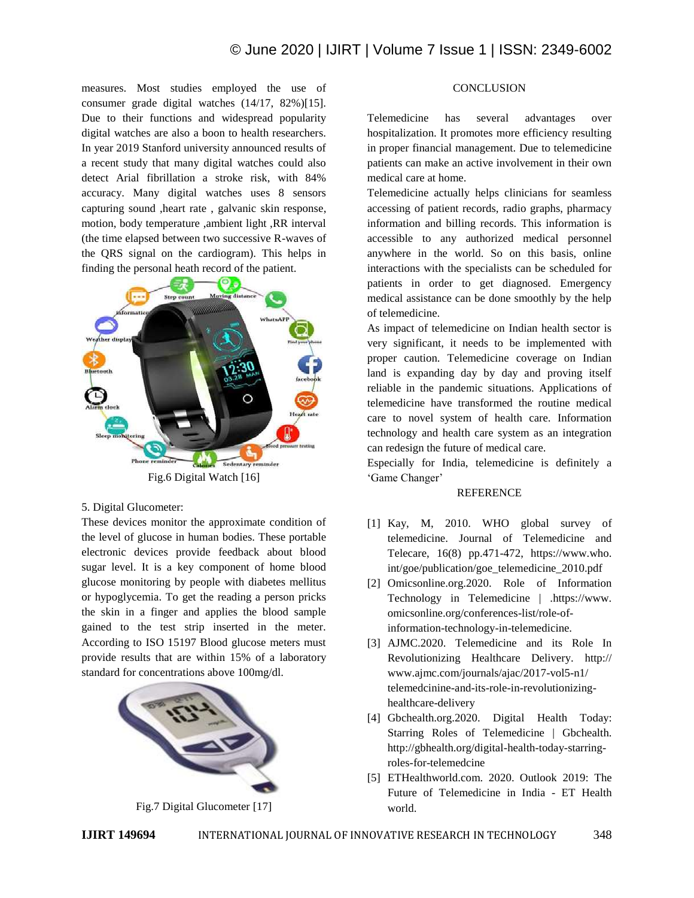measures. Most studies employed the use of consumer grade digital watches (14/17, 82%)[15]. Due to their functions and widespread popularity digital watches are also a boon to health researchers. In year 2019 Stanford university announced results of a recent study that many digital watches could also detect Arial fibrillation a stroke risk, with 84% accuracy. Many digital watches uses 8 sensors capturing sound ,heart rate , galvanic skin response, motion, body temperature ,ambient light ,RR interval (the time elapsed between two successive R-waves of the QRS signal on the cardiogram). This helps in finding the personal heath record of the patient.

Fig.6 Digital Watch [16]

5. Digital Glucometer:

These devices monitor the approximate condition of the level of glucose in human bodies. These portable electronic devices provide feedback about blood sugar level. It is a key component of home blood glucose monitoring by people with diabetes mellitus or hypoglycemia. To get the reading a person pricks the skin in a finger and applies the blood sample gained to the test strip inserted in the meter. According to ISO 15197 Blood glucose meters must provide results that are within 15% of a laboratory standard for concentrations above 100mg/dl.

Fig.7 Digital Glucometer [17]

## CONCLUSION

Telemedicine has several advantages over hospitalization. It promotes more efficiency resulting in proper financial management. Due to telemedicine patients can make an active involvement in their own medical care at home.

Telemedicine actually helps clinicians for seamless accessing of patient records, radio graphs, pharmacy information and billing records. This information is accessible to any authorized medical personnel anywhere in the world. So on this basis, online interactions with the specialists can be scheduled for patients in order to get diagnosed. Emergency medical assistance can be done smoothly by the help of telemedicine.

As impact of telemedicine on Indian health sector is very significant, it needs to be implemented with proper caution. Telemedicine coverage on Indian land is expanding day by day and proving itself reliable in the pandemic situations. Applications of telemedicine have transformed the routine medical care to novel system of health care. Information technology and health care system as an integration can redesign the future of medical care.

Especially for India, telemedicine is definitely a 'Game Changer'

## REFERENCE

[1] Kay, M, 2010. WHO global survey of telemedicine. Journal of Telemedicine and Telecare, 16(8) pp.471-472, https://www.who.int/goe/publication/goe_telemedicine_2010.pdf

[2] Omicsonline.org.2020. Role of Information Technology in Telemedicine | .https://www.omicsonline.org/conferences-list/role-of-information-technology-in-telemedicine.

[3] AJMC.2020. Telemedicine and its Role In Revolutionizing Healthcare Delivery. http://www.ajmc.com/journals/ajac/2017-vol5-n1/telemedcinine-and-its-role-in-revolutionizing-healthcare-delivery

[4] Gbchealth.org.2020. Digital Health Today: Starring Roles of Telemedicine | Gbchealth. http://gbhealth.org/digital-health-today-starring-roles-for-telemedcine

[5] ETHealthworld.com. 2020. Outlook 2019: The Future of Telemedicine in India - ET Health world.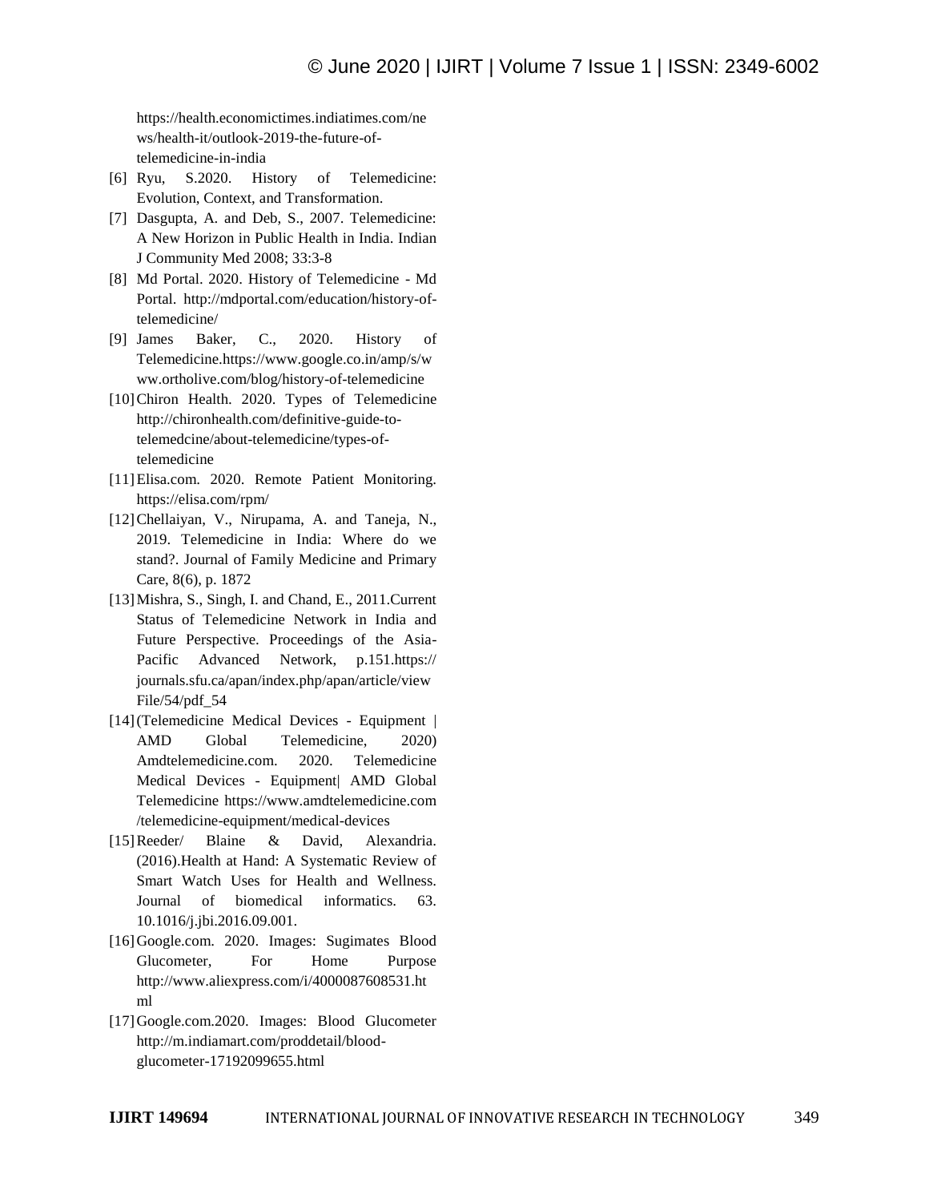https://health.economictimes.indiatimes.com/news/health-it/outlook-2019-the-future-of-telemedicine-in-india

[6] Ryu, S.2020. History of Telemedicine: Evolution, Context, and Transformation.

[7] Dasgupta, A. and Deb, S., 2007. Telemedicine: A New Horizon in Public Health in India. Indian J Community Med 2008; 33:3-8

[8] Md Portal. 2020. History of Telemedicine - Md Portal. http://mdportal.com/education/history-of-telemedicine/

[9] James Baker, C., 2020. History of Telemedicine.https://www.google.co.in/amp/s/www.ortholive.com/blog/history-of-telemedicine

[10] Chiron Health. 2020. Types of Telemedicine http://chironhealth.com/definitive-guide-to-telemedcine/about-telemedicine/types-of-telemedicine

[11] Elisa.com. 2020. Remote Patient Monitoring. https://elisa.com/rpm/

[12] Chellaiyan, V., Nirupama, A. and Taneja, N., 2019. Telemedicine in India: Where do we stand?. Journal of Family Medicine and Primary Care, 8(6), p. 1872

[13] Mishra, S., Singh, I. and Chand, E., 2011.Current Status of Telemedicine Network in India and Future Perspective. Proceedings of the Asia-Pacific Advanced Network, p.151.https://journals.sfu.ca/apan/index.php/apan/article/viewFile/54/pdf_54

[14] (Telemedicine Medical Devices - Equipment | AMD Global Telemedicine, 2020) Amdtelemedicine.com. 2020. Telemedicine Medical Devices - Equipment| AMD Global Telemedicine https://www.amdtelemedicine.com/telemedicine-equipment/medical-devices

[15] Reeder/ Blaine & David, Alexandria. (2016).Health at Hand: A Systematic Review of Smart Watch Uses for Health and Wellness. Journal of biomedical informatics. 63. 10.1016/j.jbi.2016.09.001.

[16] Google.com. 2020. Images: Sugimates Blood Glucometer, For Home Purpose http://www.aliexpress.com/i/4000087608531.html

[17] Google.com.2020. Images: Blood Glucometer http://m.indiamart.com/proddetail/blood-glucometer-17192099655.html